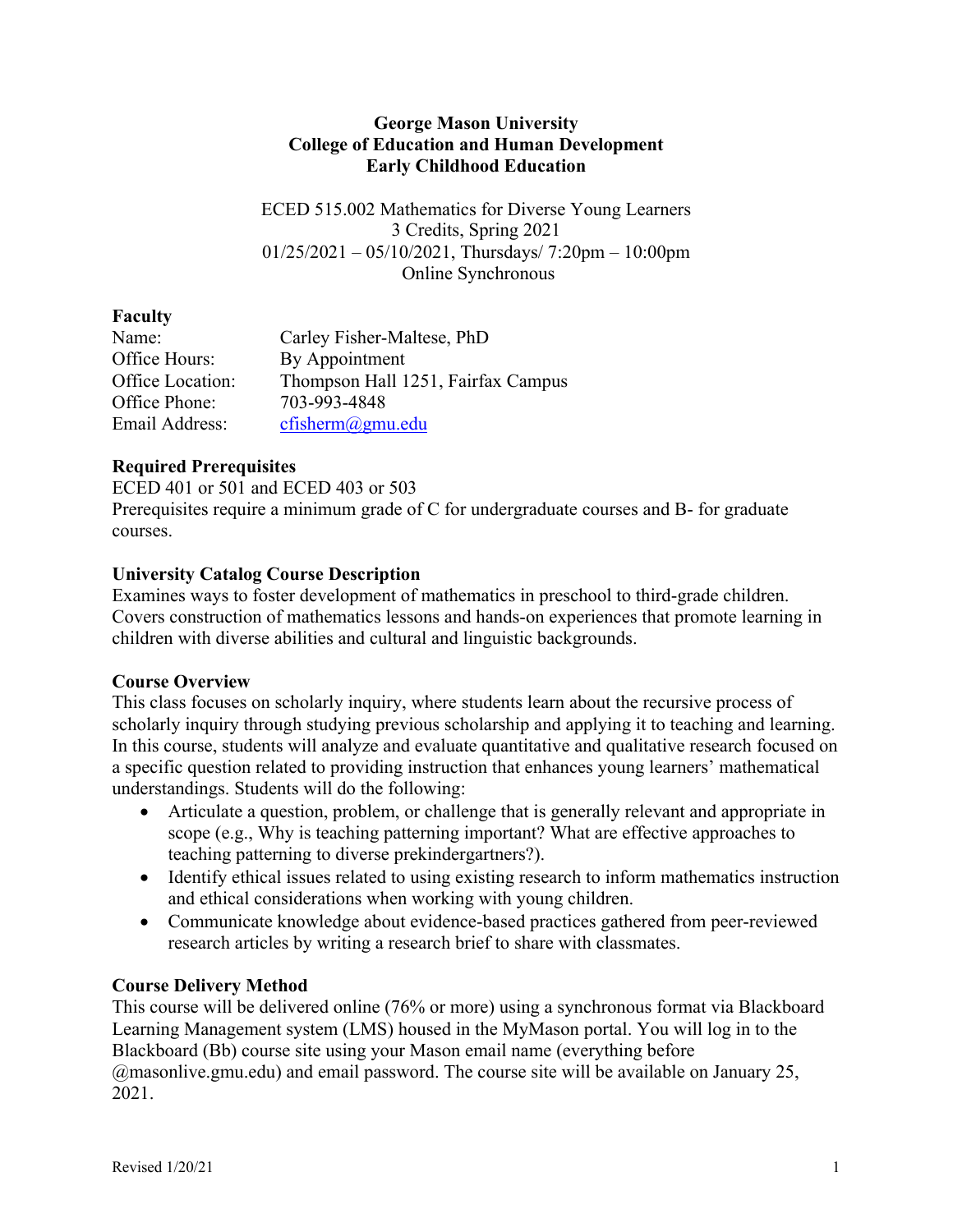**George Mason University**
**College of Education and Human Development**
**Early Childhood Education**

ECED 515.002 Mathematics for Diverse Young Learners
3 Credits, Spring 2021
01/25/2021 – 05/10/2021, Thursdays/ 7:20pm – 10:00pm
Online Synchronous

## Faculty

| | |
|---|---|
| Name: | Carley Fisher-Maltese, PhD |
| Office Hours: | By Appointment |
| Office Location: | Thompson Hall 1251, Fairfax Campus |
| Office Phone: | 703-993-4848 |
| Email Address: | cfisherm@gmu.edu |

## Required Prerequisites

ECED 401 or 501 and ECED 403 or 503
Prerequisites require a minimum grade of C for undergraduate courses and B- for graduate courses.

## University Catalog Course Description

Examines ways to foster development of mathematics in preschool to third-grade children. Covers construction of mathematics lessons and hands-on experiences that promote learning in children with diverse abilities and cultural and linguistic backgrounds.

## Course Overview

This class focuses on scholarly inquiry, where students learn about the recursive process of scholarly inquiry through studying previous scholarship and applying it to teaching and learning. In this course, students will analyze and evaluate quantitative and qualitative research focused on a specific question related to providing instruction that enhances young learners' mathematical understandings. Students will do the following:

- Articulate a question, problem, or challenge that is generally relevant and appropriate in scope (e.g., Why is teaching patterning important? What are effective approaches to teaching patterning to diverse prekindergartners?).
- Identify ethical issues related to using existing research to inform mathematics instruction and ethical considerations when working with young children.
- Communicate knowledge about evidence-based practices gathered from peer-reviewed research articles by writing a research brief to share with classmates.

## Course Delivery Method

This course will be delivered online (76% or more) using a synchronous format via Blackboard Learning Management system (LMS) housed in the MyMason portal. You will log in to the Blackboard (Bb) course site using your Mason email name (everything before @masonlive.gmu.edu) and email password. The course site will be available on January 25, 2021.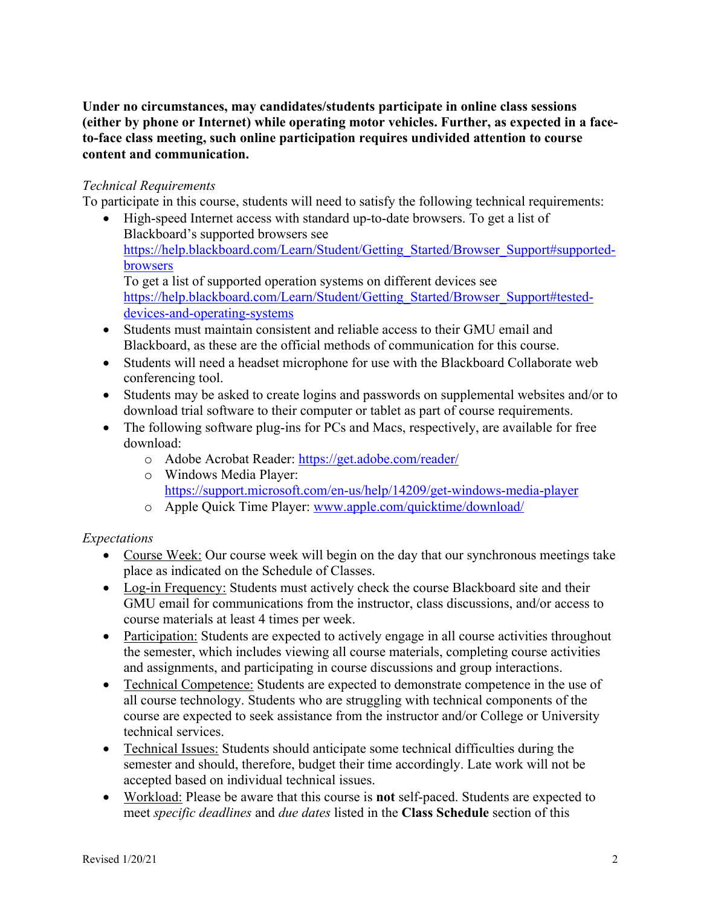**Under no circumstances, may candidates/students participate in online class sessions (either by phone or Internet) while operating motor vehicles. Further, as expected in a face-to-face class meeting, such online participation requires undivided attention to course content and communication.**

*Technical Requirements*

To participate in this course, students will need to satisfy the following technical requirements:

- High-speed Internet access with standard up-to-date browsers. To get a list of Blackboard's supported browsers see [https://help.blackboard.com/Learn/Student/Getting_Started/Browser_Support#supported-browsers](https://help.blackboard.com/Learn/Student/Getting_Started/Browser_Support#supported-browsers)
  To get a list of supported operation systems on different devices see [https://help.blackboard.com/Learn/Student/Getting_Started/Browser_Support#tested-devices-and-operating-systems](https://help.blackboard.com/Learn/Student/Getting_Started/Browser_Support#tested-devices-and-operating-systems)
- Students must maintain consistent and reliable access to their GMU email and Blackboard, as these are the official methods of communication for this course.
- Students will need a headset microphone for use with the Blackboard Collaborate web conferencing tool.
- Students may be asked to create logins and passwords on supplemental websites and/or to download trial software to their computer or tablet as part of course requirements.
- The following software plug-ins for PCs and Macs, respectively, are available for free download:
  - Adobe Acrobat Reader: [https://get.adobe.com/reader/](https://get.adobe.com/reader/)
  - Windows Media Player: [https://support.microsoft.com/en-us/help/14209/get-windows-media-player](https://support.microsoft.com/en-us/help/14209/get-windows-media-player)
  - Apple Quick Time Player: [www.apple.com/quicktime/download/](www.apple.com/quicktime/download/)

*Expectations*

- Course Week: Our course week will begin on the day that our synchronous meetings take place as indicated on the Schedule of Classes.
- Log-in Frequency: Students must actively check the course Blackboard site and their GMU email for communications from the instructor, class discussions, and/or access to course materials at least 4 times per week.
- Participation: Students are expected to actively engage in all course activities throughout the semester, which includes viewing all course materials, completing course activities and assignments, and participating in course discussions and group interactions.
- Technical Competence: Students are expected to demonstrate competence in the use of all course technology. Students who are struggling with technical components of the course are expected to seek assistance from the instructor and/or College or University technical services.
- Technical Issues: Students should anticipate some technical difficulties during the semester and should, therefore, budget their time accordingly. Late work will not be accepted based on individual technical issues.
- Workload: Please be aware that this course is **not** self-paced. Students are expected to meet *specific deadlines* and *due dates* listed in the **Class Schedule** section of this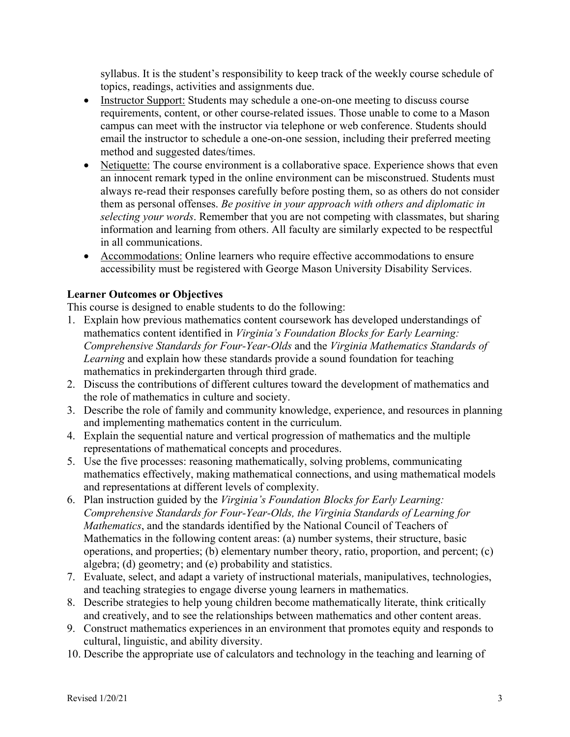syllabus. It is the student's responsibility to keep track of the weekly course schedule of topics, readings, activities and assignments due.

- Instructor Support: Students may schedule a one-on-one meeting to discuss course requirements, content, or other course-related issues. Those unable to come to a Mason campus can meet with the instructor via telephone or web conference. Students should email the instructor to schedule a one-on-one session, including their preferred meeting method and suggested dates/times.
- Netiquette: The course environment is a collaborative space. Experience shows that even an innocent remark typed in the online environment can be misconstrued. Students must always re-read their responses carefully before posting them, so as others do not consider them as personal offenses. *Be positive in your approach with others and diplomatic in selecting your words*. Remember that you are not competing with classmates, but sharing information and learning from others. All faculty are similarly expected to be respectful in all communications.
- Accommodations: Online learners who require effective accommodations to ensure accessibility must be registered with George Mason University Disability Services.

**Learner Outcomes or Objectives**

This course is designed to enable students to do the following:

1. Explain how previous mathematics content coursework has developed understandings of mathematics content identified in *Virginia's Foundation Blocks for Early Learning: Comprehensive Standards for Four-Year-Olds* and the *Virginia Mathematics Standards of Learning* and explain how these standards provide a sound foundation for teaching mathematics in prekindergarten through third grade.
2. Discuss the contributions of different cultures toward the development of mathematics and the role of mathematics in culture and society.
3. Describe the role of family and community knowledge, experience, and resources in planning and implementing mathematics content in the curriculum.
4. Explain the sequential nature and vertical progression of mathematics and the multiple representations of mathematical concepts and procedures.
5. Use the five processes: reasoning mathematically, solving problems, communicating mathematics effectively, making mathematical connections, and using mathematical models and representations at different levels of complexity.
6. Plan instruction guided by the *Virginia's Foundation Blocks for Early Learning: Comprehensive Standards for Four-Year-Olds, the Virginia Standards of Learning for Mathematics*, and the standards identified by the National Council of Teachers of Mathematics in the following content areas: (a) number systems, their structure, basic operations, and properties; (b) elementary number theory, ratio, proportion, and percent; (c) algebra; (d) geometry; and (e) probability and statistics.
7. Evaluate, select, and adapt a variety of instructional materials, manipulatives, technologies, and teaching strategies to engage diverse young learners in mathematics.
8. Describe strategies to help young children become mathematically literate, think critically and creatively, and to see the relationships between mathematics and other content areas.
9. Construct mathematics experiences in an environment that promotes equity and responds to cultural, linguistic, and ability diversity.
10. Describe the appropriate use of calculators and technology in the teaching and learning of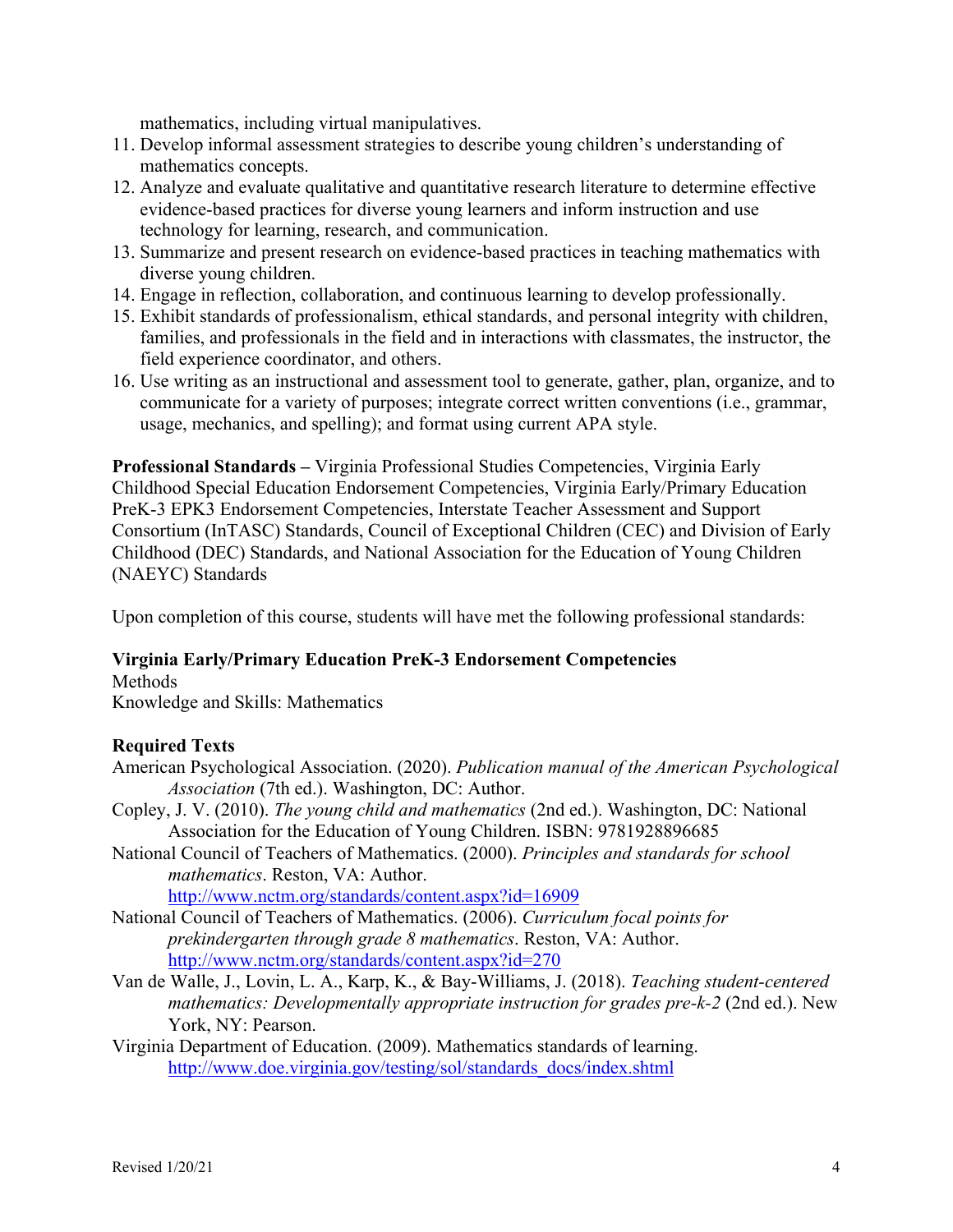mathematics, including virtual manipulatives.

11. Develop informal assessment strategies to describe young children's understanding of mathematics concepts.
12. Analyze and evaluate qualitative and quantitative research literature to determine effective evidence-based practices for diverse young learners and inform instruction and use technology for learning, research, and communication.
13. Summarize and present research on evidence-based practices in teaching mathematics with diverse young children.
14. Engage in reflection, collaboration, and continuous learning to develop professionally.
15. Exhibit standards of professionalism, ethical standards, and personal integrity with children, families, and professionals in the field and in interactions with classmates, the instructor, the field experience coordinator, and others.
16. Use writing as an instructional and assessment tool to generate, gather, plan, organize, and to communicate for a variety of purposes; integrate correct written conventions (i.e., grammar, usage, mechanics, and spelling); and format using current APA style.

**Professional Standards –** Virginia Professional Studies Competencies, Virginia Early Childhood Special Education Endorsement Competencies, Virginia Early/Primary Education PreK-3 EPK3 Endorsement Competencies, Interstate Teacher Assessment and Support Consortium (InTASC) Standards, Council of Exceptional Children (CEC) and Division of Early Childhood (DEC) Standards, and National Association for the Education of Young Children (NAEYC) Standards

Upon completion of this course, students will have met the following professional standards:

**Virginia Early/Primary Education PreK-3 Endorsement Competencies**
Methods
Knowledge and Skills: Mathematics

**Required Texts**

American Psychological Association. (2020). *Publication manual of the American Psychological Association* (7th ed.). Washington, DC: Author.

Copley, J. V. (2010). *The young child and mathematics* (2nd ed.). Washington, DC: National Association for the Education of Young Children. ISBN: 9781928896685

National Council of Teachers of Mathematics. (2000). *Principles and standards for school mathematics*. Reston, VA: Author. http://www.nctm.org/standards/content.aspx?id=16909

National Council of Teachers of Mathematics. (2006). *Curriculum focal points for prekindergarten through grade 8 mathematics*. Reston, VA: Author. http://www.nctm.org/standards/content.aspx?id=270

Van de Walle, J., Lovin, L. A., Karp, K., & Bay-Williams, J. (2018). *Teaching student-centered mathematics: Developmentally appropriate instruction for grades pre-k-2* (2nd ed.). New York, NY: Pearson.

Virginia Department of Education. (2009). Mathematics standards of learning. http://www.doe.virginia.gov/testing/sol/standards_docs/index.shtml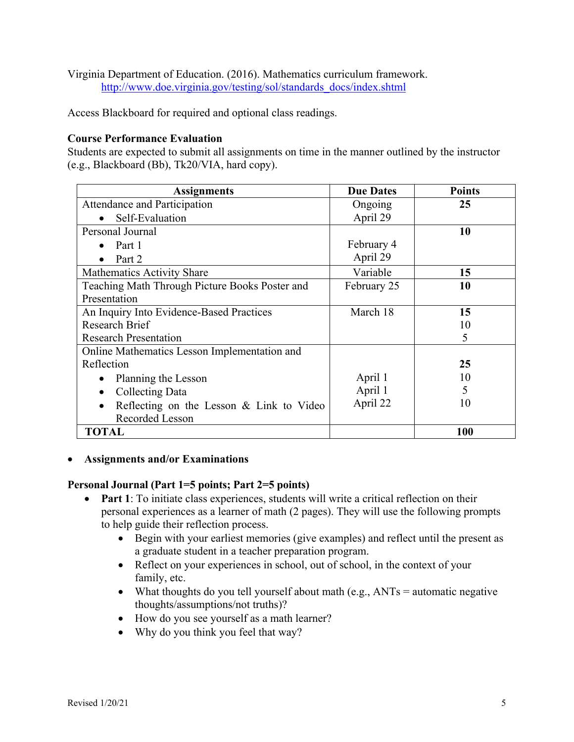Virginia Department of Education. (2016). Mathematics curriculum framework. http://www.doe.virginia.gov/testing/sol/standards_docs/index.shtml

Access Blackboard for required and optional class readings.

**Course Performance Evaluation**

Students are expected to submit all assignments on time in the manner outlined by the instructor (e.g., Blackboard (Bb), Tk20/VIA, hard copy).

| Assignments | Due Dates | Points |
|---|---|---|
| Attendance and Participation<br>• Self-Evaluation | Ongoing<br>April 29 | **25** |
| Personal Journal<br>• Part 1<br>• Part 2 | <br>February 4<br>April 29 | **10** |
| Mathematics Activity Share | Variable | **15** |
| Teaching Math Through Picture Books Poster and Presentation | February 25 | **10** |
| An Inquiry Into Evidence-Based Practices<br>Research Brief<br>Research Presentation | March 18 | **15**<br>10<br>5 |
| Online Mathematics Lesson Implementation and Reflection<br>• Planning the Lesson<br>• Collecting Data<br>• Reflecting on the Lesson & Link to Video Recorded Lesson | <br>April 1<br>April 1<br>April 22 | **25**<br>10<br>5<br>10 |
| **TOTAL** | | **100** |

- **Assignments and/or Examinations**

**Personal Journal (Part 1=5 points; Part 2=5 points)**

- **Part 1**: To initiate class experiences, students will write a critical reflection on their personal experiences as a learner of math (2 pages). They will use the following prompts to help guide their reflection process.
  - Begin with your earliest memories (give examples) and reflect until the present as a graduate student in a teacher preparation program.
  - Reflect on your experiences in school, out of school, in the context of your family, etc.
  - What thoughts do you tell yourself about math (e.g., ANTs = automatic negative thoughts/assumptions/not truths)?
  - How do you see yourself as a math learner?
  - Why do you think you feel that way?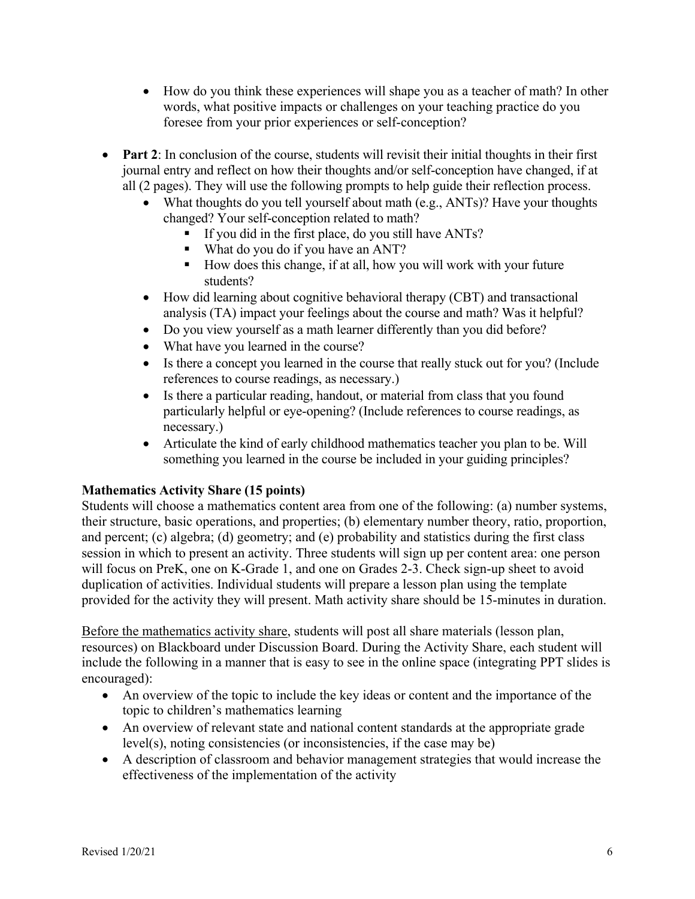- How do you think these experiences will shape you as a teacher of math? In other words, what positive impacts or challenges on your teaching practice do you foresee from your prior experiences or self-conception?

- **Part 2**: In conclusion of the course, students will revisit their initial thoughts in their first journal entry and reflect on how their thoughts and/or self-conception have changed, if at all (2 pages). They will use the following prompts to help guide their reflection process.
    - What thoughts do you tell yourself about math (e.g., ANTs)? Have your thoughts changed? Your self-conception related to math?
        - If you did in the first place, do you still have ANTs?
        - What do you do if you have an ANT?
        - How does this change, if at all, how you will work with your future students?
    - How did learning about cognitive behavioral therapy (CBT) and transactional analysis (TA) impact your feelings about the course and math? Was it helpful?
    - Do you view yourself as a math learner differently than you did before?
    - What have you learned in the course?
    - Is there a concept you learned in the course that really stuck out for you? (Include references to course readings, as necessary.)
    - Is there a particular reading, handout, or material from class that you found particularly helpful or eye-opening? (Include references to course readings, as necessary.)
    - Articulate the kind of early childhood mathematics teacher you plan to be. Will something you learned in the course be included in your guiding principles?

**Mathematics Activity Share (15 points)**

Students will choose a mathematics content area from one of the following: (a) number systems, their structure, basic operations, and properties; (b) elementary number theory, ratio, proportion, and percent; (c) algebra; (d) geometry; and (e) probability and statistics during the first class session in which to present an activity. Three students will sign up per content area: one person will focus on PreK, one on K-Grade 1, and one on Grades 2-3. Check sign-up sheet to avoid duplication of activities. Individual students will prepare a lesson plan using the template provided for the activity they will present. Math activity share should be 15-minutes in duration.

<u>Before the mathematics activity share</u>, students will post all share materials (lesson plan, resources) on Blackboard under Discussion Board. During the Activity Share, each student will include the following in a manner that is easy to see in the online space (integrating PPT slides is encouraged):

- An overview of the topic to include the key ideas or content and the importance of the topic to children's mathematics learning
- An overview of relevant state and national content standards at the appropriate grade level(s), noting consistencies (or inconsistencies, if the case may be)
- A description of classroom and behavior management strategies that would increase the effectiveness of the implementation of the activity

Revised 1/20/21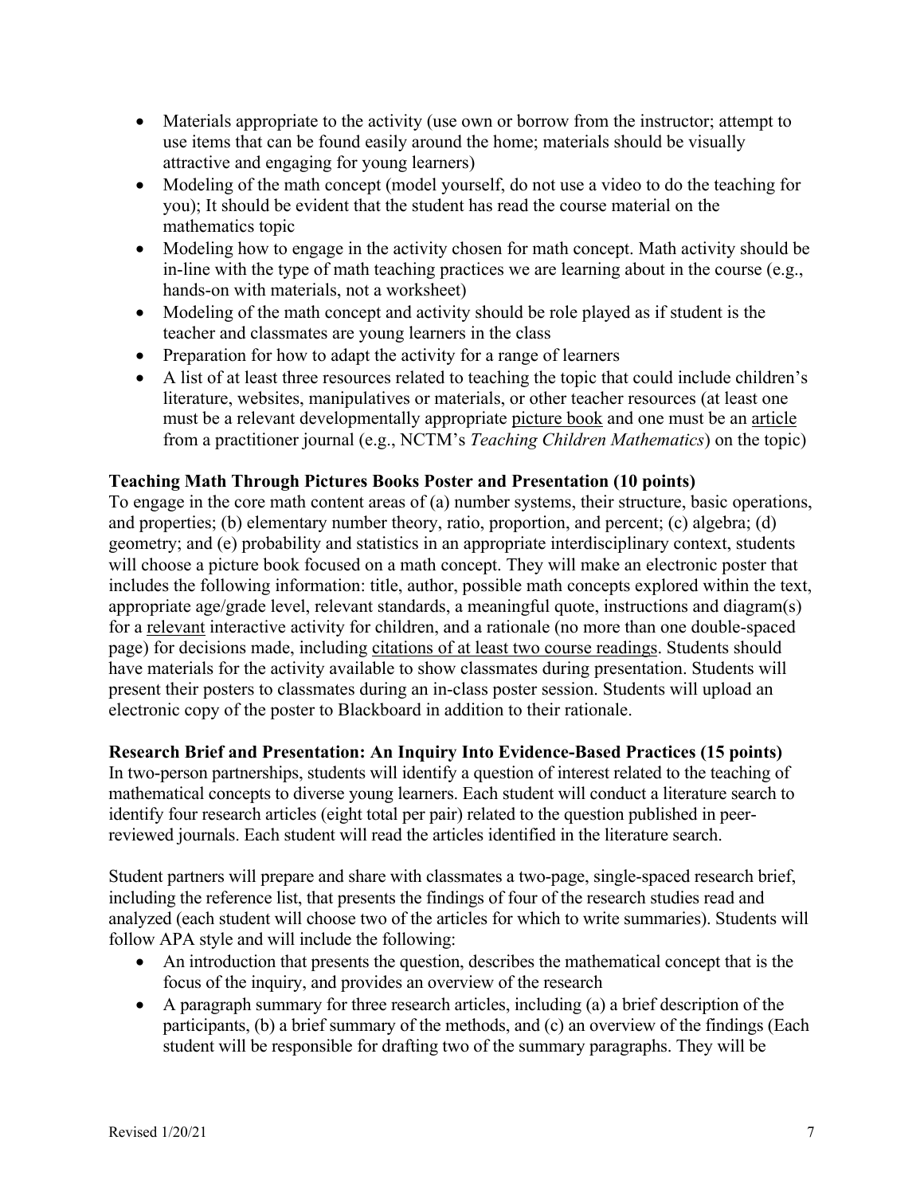- Materials appropriate to the activity (use own or borrow from the instructor; attempt to use items that can be found easily around the home; materials should be visually attractive and engaging for young learners)
- Modeling of the math concept (model yourself, do not use a video to do the teaching for you); It should be evident that the student has read the course material on the mathematics topic
- Modeling how to engage in the activity chosen for math concept. Math activity should be in-line with the type of math teaching practices we are learning about in the course (e.g., hands-on with materials, not a worksheet)
- Modeling of the math concept and activity should be role played as if student is the teacher and classmates are young learners in the class
- Preparation for how to adapt the activity for a range of learners
- A list of at least three resources related to teaching the topic that could include children's literature, websites, manipulatives or materials, or other teacher resources (at least one must be a relevant developmentally appropriate <u>picture book</u> and one must be an <u>article</u> from a practitioner journal (e.g., NCTM's *Teaching Children Mathematics*) on the topic)

**Teaching Math Through Pictures Books Poster and Presentation (10 points)**

To engage in the core math content areas of (a) number systems, their structure, basic operations, and properties; (b) elementary number theory, ratio, proportion, and percent; (c) algebra; (d) geometry; and (e) probability and statistics in an appropriate interdisciplinary context, students will choose a picture book focused on a math concept. They will make an electronic poster that includes the following information: title, author, possible math concepts explored within the text, appropriate age/grade level, relevant standards, a meaningful quote, instructions and diagram(s) for a <u>relevant</u> interactive activity for children, and a rationale (no more than one double-spaced page) for decisions made, including <u>citations of at least two course readings</u>. Students should have materials for the activity available to show classmates during presentation. Students will present their posters to classmates during an in-class poster session. Students will upload an electronic copy of the poster to Blackboard in addition to their rationale.

**Research Brief and Presentation: An Inquiry Into Evidence-Based Practices (15 points)**

In two-person partnerships, students will identify a question of interest related to the teaching of mathematical concepts to diverse young learners. Each student will conduct a literature search to identify four research articles (eight total per pair) related to the question published in peer-reviewed journals. Each student will read the articles identified in the literature search.

Student partners will prepare and share with classmates a two-page, single-spaced research brief, including the reference list, that presents the findings of four of the research studies read and analyzed (each student will choose two of the articles for which to write summaries). Students will follow APA style and will include the following:

- An introduction that presents the question, describes the mathematical concept that is the focus of the inquiry, and provides an overview of the research
- A paragraph summary for three research articles, including (a) a brief description of the participants, (b) a brief summary of the methods, and (c) an overview of the findings (Each student will be responsible for drafting two of the summary paragraphs. They will be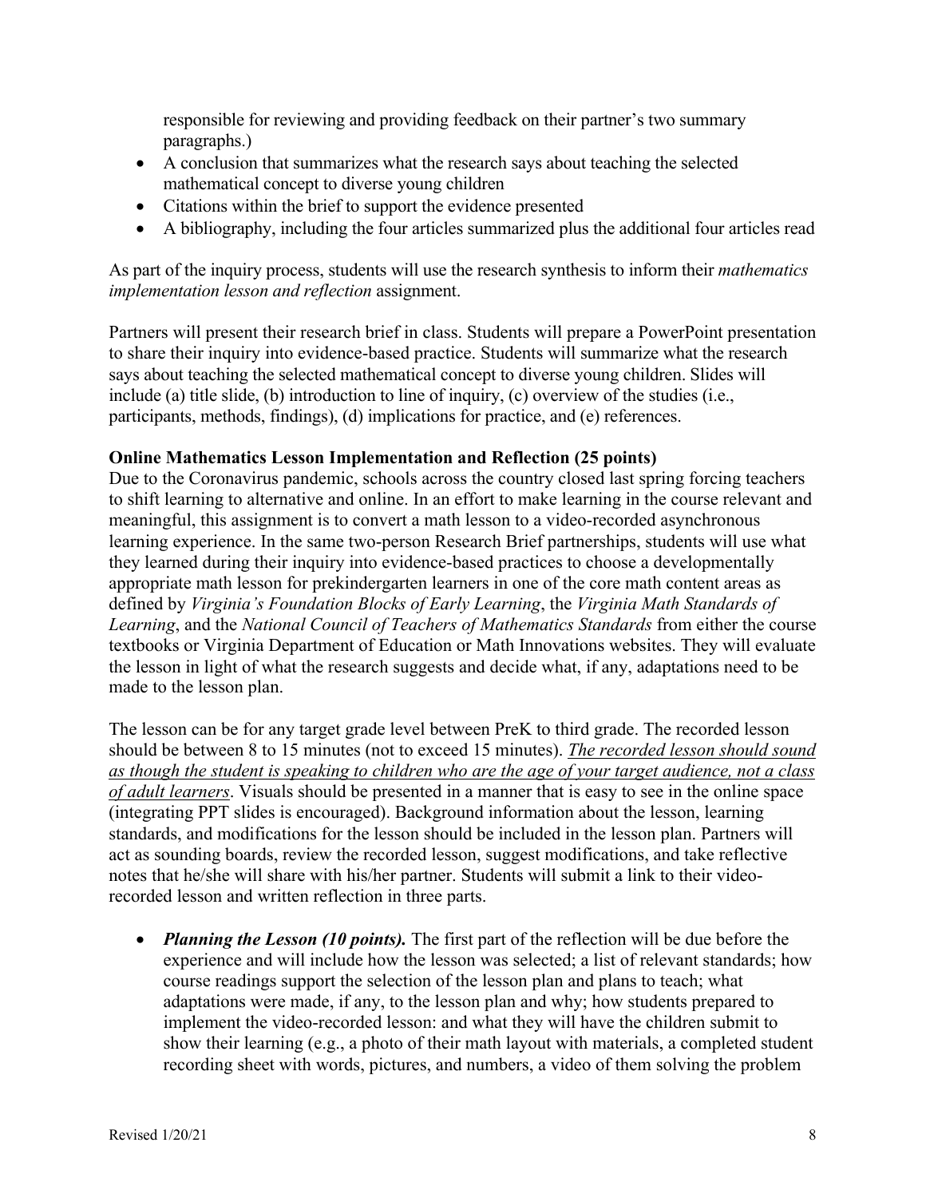responsible for reviewing and providing feedback on their partner's two summary paragraphs.)

- A conclusion that summarizes what the research says about teaching the selected mathematical concept to diverse young children
- Citations within the brief to support the evidence presented
- A bibliography, including the four articles summarized plus the additional four articles read

As part of the inquiry process, students will use the research synthesis to inform their *mathematics implementation lesson and reflection* assignment.

Partners will present their research brief in class. Students will prepare a PowerPoint presentation to share their inquiry into evidence-based practice. Students will summarize what the research says about teaching the selected mathematical concept to diverse young children. Slides will include (a) title slide, (b) introduction to line of inquiry, (c) overview of the studies (i.e., participants, methods, findings), (d) implications for practice, and (e) references.

**Online Mathematics Lesson Implementation and Reflection (25 points)**

Due to the Coronavirus pandemic, schools across the country closed last spring forcing teachers to shift learning to alternative and online. In an effort to make learning in the course relevant and meaningful, this assignment is to convert a math lesson to a video-recorded asynchronous learning experience. In the same two-person Research Brief partnerships, students will use what they learned during their inquiry into evidence-based practices to choose a developmentally appropriate math lesson for prekindergarten learners in one of the core math content areas as defined by *Virginia's Foundation Blocks of Early Learning*, the *Virginia Math Standards of Learning*, and the *National Council of Teachers of Mathematics Standards* from either the course textbooks or Virginia Department of Education or Math Innovations websites. They will evaluate the lesson in light of what the research suggests and decide what, if any, adaptations need to be made to the lesson plan.

The lesson can be for any target grade level between PreK to third grade. The recorded lesson should be between 8 to 15 minutes (not to exceed 15 minutes). <u>*The recorded lesson should sound as though the student is speaking to children who are the age of your target audience, not a class of adult learners*</u>. Visuals should be presented in a manner that is easy to see in the online space (integrating PPT slides is encouraged). Background information about the lesson, learning standards, and modifications for the lesson should be included in the lesson plan. Partners will act as sounding boards, review the recorded lesson, suggest modifications, and take reflective notes that he/she will share with his/her partner. Students will submit a link to their video-recorded lesson and written reflection in three parts.

- ***Planning the Lesson (10 points).*** The first part of the reflection will be due before the experience and will include how the lesson was selected; a list of relevant standards; how course readings support the selection of the lesson plan and plans to teach; what adaptations were made, if any, to the lesson plan and why; how students prepared to implement the video-recorded lesson: and what they will have the children submit to show their learning (e.g., a photo of their math layout with materials, a completed student recording sheet with words, pictures, and numbers, a video of them solving the problem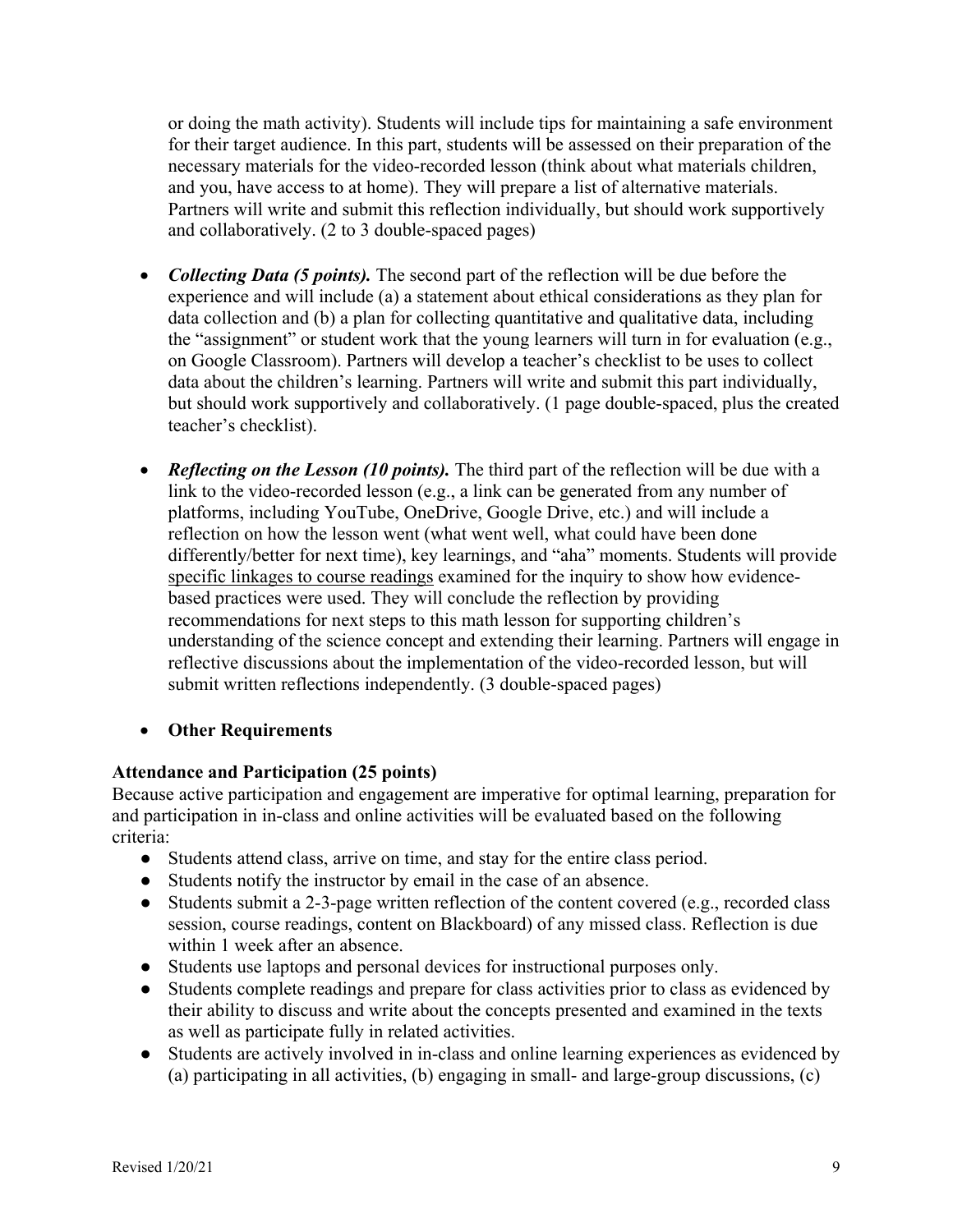or doing the math activity). Students will include tips for maintaining a safe environment for their target audience. In this part, students will be assessed on their preparation of the necessary materials for the video-recorded lesson (think about what materials children, and you, have access to at home). They will prepare a list of alternative materials. Partners will write and submit this reflection individually, but should work supportively and collaboratively. (2 to 3 double-spaced pages)

- ***Collecting Data (5 points).*** The second part of the reflection will be due before the experience and will include (a) a statement about ethical considerations as they plan for data collection and (b) a plan for collecting quantitative and qualitative data, including the "assignment" or student work that the young learners will turn in for evaluation (e.g., on Google Classroom). Partners will develop a teacher's checklist to be uses to collect data about the children's learning. Partners will write and submit this part individually, but should work supportively and collaboratively. (1 page double-spaced, plus the created teacher's checklist).

- ***Reflecting on the Lesson (10 points).*** The third part of the reflection will be due with a link to the video-recorded lesson (e.g., a link can be generated from any number of platforms, including YouTube, OneDrive, Google Drive, etc.) and will include a reflection on how the lesson went (what went well, what could have been done differently/better for next time), key learnings, and "aha" moments. Students will provide <u>specific linkages to course readings</u> examined for the inquiry to show how evidence-based practices were used. They will conclude the reflection by providing recommendations for next steps to this math lesson for supporting children's understanding of the science concept and extending their learning. Partners will engage in reflective discussions about the implementation of the video-recorded lesson, but will submit written reflections independently. (3 double-spaced pages)

- **Other Requirements**

**Attendance and Participation (25 points)**

Because active participation and engagement are imperative for optimal learning, preparation for and participation in in-class and online activities will be evaluated based on the following criteria:

- Students attend class, arrive on time, and stay for the entire class period.
- Students notify the instructor by email in the case of an absence.
- Students submit a 2-3-page written reflection of the content covered (e.g., recorded class session, course readings, content on Blackboard) of any missed class. Reflection is due within 1 week after an absence.
- Students use laptops and personal devices for instructional purposes only.
- Students complete readings and prepare for class activities prior to class as evidenced by their ability to discuss and write about the concepts presented and examined in the texts as well as participate fully in related activities.
- Students are actively involved in in-class and online learning experiences as evidenced by (a) participating in all activities, (b) engaging in small- and large-group discussions, (c)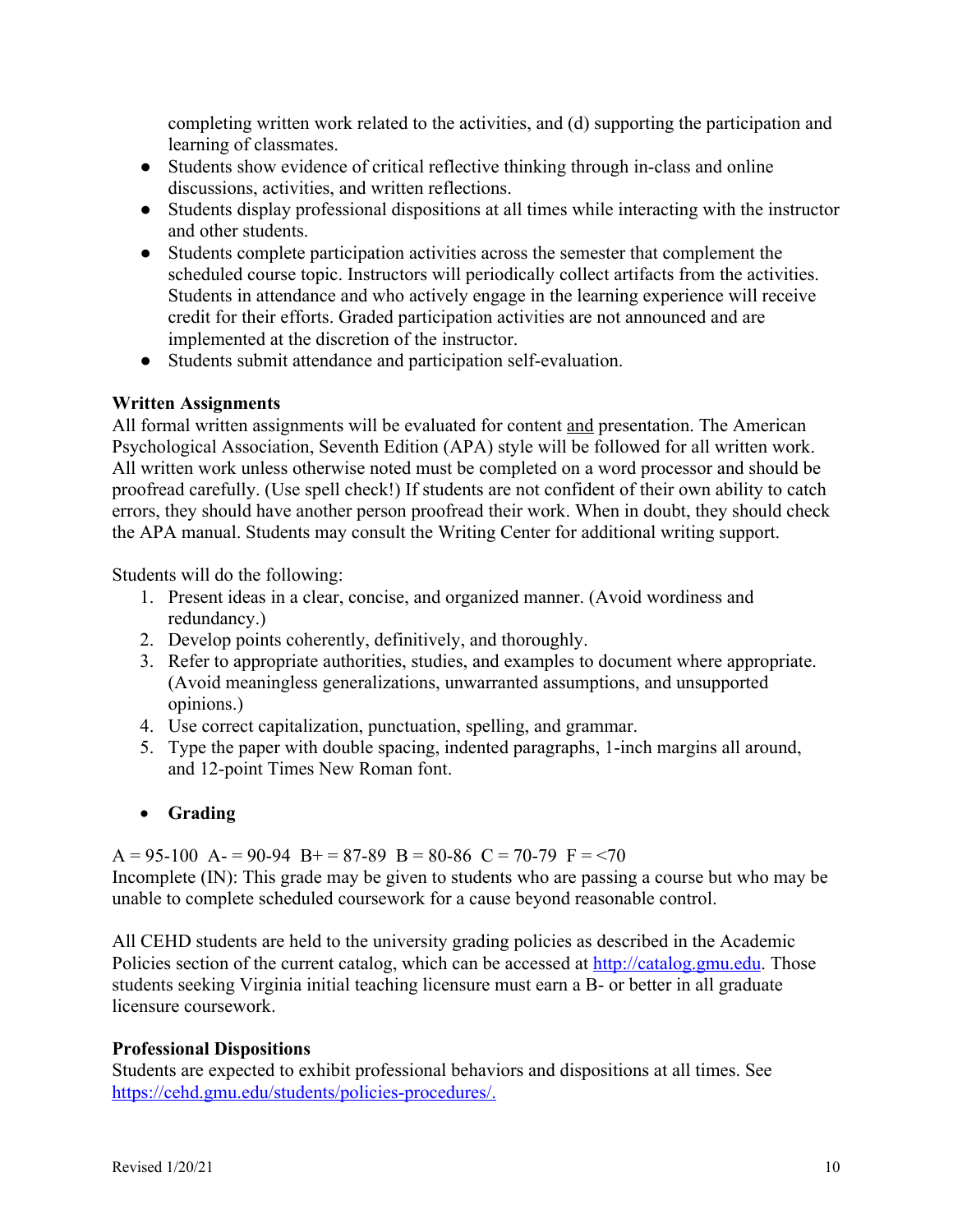completing written work related to the activities, and (d) supporting the participation and learning of classmates.

- Students show evidence of critical reflective thinking through in-class and online discussions, activities, and written reflections.
- Students display professional dispositions at all times while interacting with the instructor and other students.
- Students complete participation activities across the semester that complement the scheduled course topic. Instructors will periodically collect artifacts from the activities. Students in attendance and who actively engage in the learning experience will receive credit for their efforts. Graded participation activities are not announced and are implemented at the discretion of the instructor.
- Students submit attendance and participation self-evaluation.

**Written Assignments**

All formal written assignments will be evaluated for content <u>and</u> presentation. The American Psychological Association, Seventh Edition (APA) style will be followed for all written work. All written work unless otherwise noted must be completed on a word processor and should be proofread carefully. (Use spell check!) If students are not confident of their own ability to catch errors, they should have another person proofread their work. When in doubt, they should check the APA manual. Students may consult the Writing Center for additional writing support.

Students will do the following:

1. Present ideas in a clear, concise, and organized manner. (Avoid wordiness and redundancy.)
2. Develop points coherently, definitively, and thoroughly.
3. Refer to appropriate authorities, studies, and examples to document where appropriate. (Avoid meaningless generalizations, unwarranted assumptions, and unsupported opinions.)
4. Use correct capitalization, punctuation, spelling, and grammar.
5. Type the paper with double spacing, indented paragraphs, 1-inch margins all around, and 12-point Times New Roman font.

- **Grading**

A = 95-100 A- = 90-94 B+ = 87-89 B = 80-86 C = 70-79 F = <70

Incomplete (IN): This grade may be given to students who are passing a course but who may be unable to complete scheduled coursework for a cause beyond reasonable control.

All CEHD students are held to the university grading policies as described in the Academic Policies section of the current catalog, which can be accessed at http://catalog.gmu.edu. Those students seeking Virginia initial teaching licensure must earn a B- or better in all graduate licensure coursework.

**Professional Dispositions**

Students are expected to exhibit professional behaviors and dispositions at all times. See https://cehd.gmu.edu/students/policies-procedures/.

Revised 1/20/21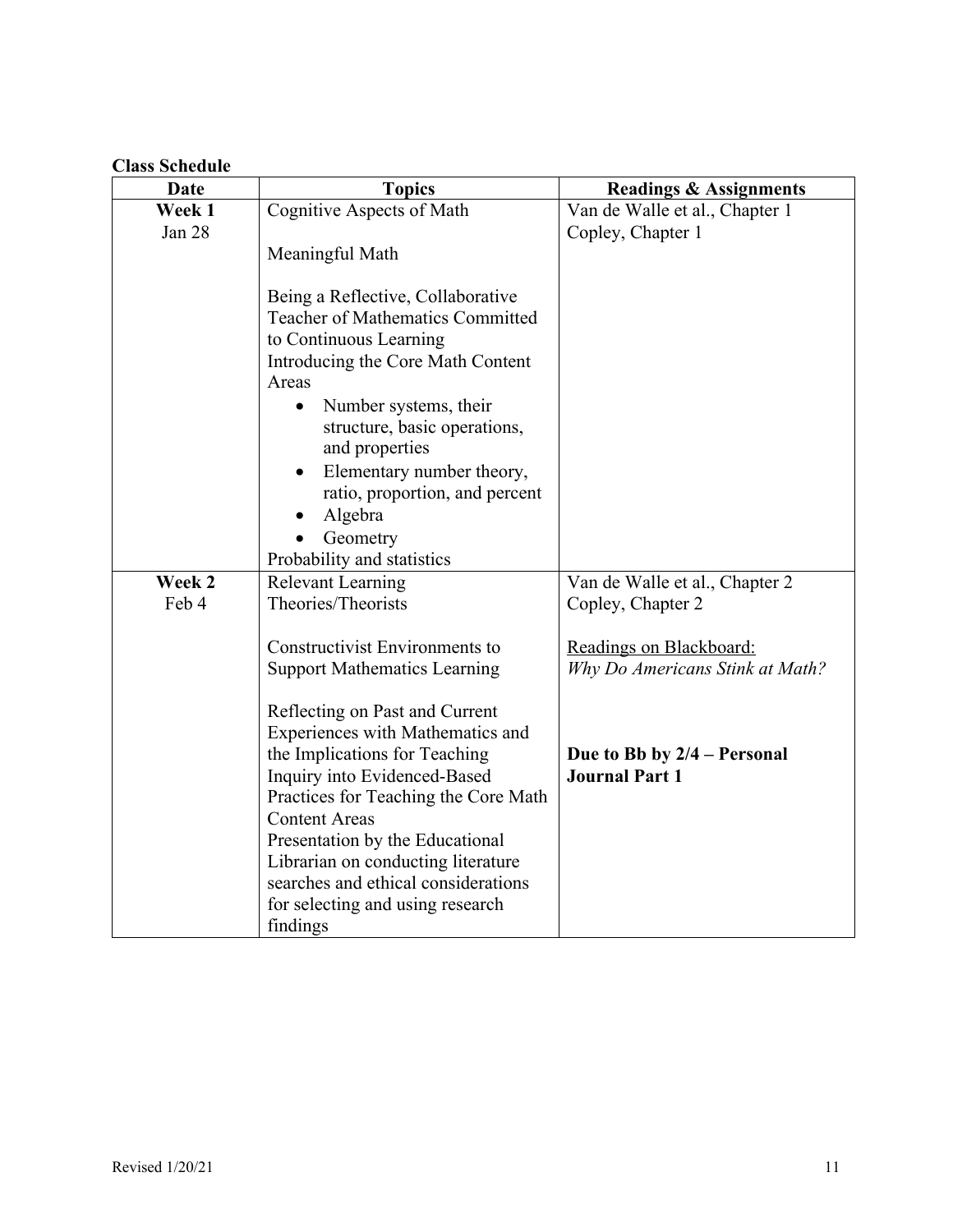**Class Schedule**

| Date | Topics | Readings & Assignments |
|---|---|---|
| **Week 1**<br>Jan 28 | Cognitive Aspects of Math<br><br>Meaningful Math<br><br>Being a Reflective, Collaborative Teacher of Mathematics Committed to Continuous Learning<br>Introducing the Core Math Content Areas<br>• Number systems, their structure, basic operations, and properties<br>• Elementary number theory, ratio, proportion, and percent<br>• Algebra<br>• Geometry<br>Probability and statistics | Van de Walle et al., Chapter 1<br>Copley, Chapter 1 |
| **Week 2**<br>Feb 4 | Relevant Learning Theories/Theorists<br><br>Constructivist Environments to Support Mathematics Learning<br><br>Reflecting on Past and Current Experiences with Mathematics and the Implications for Teaching<br>Inquiry into Evidenced-Based Practices for Teaching the Core Math Content Areas<br>Presentation by the Educational Librarian on conducting literature searches and ethical considerations for selecting and using research findings | Van de Walle et al., Chapter 2<br>Copley, Chapter 2<br><br><u>Readings on Blackboard:</u><br>*Why Do Americans Stink at Math?*<br><br>**Due to Bb by 2/4 – Personal Journal Part 1** |

Revised 1/20/21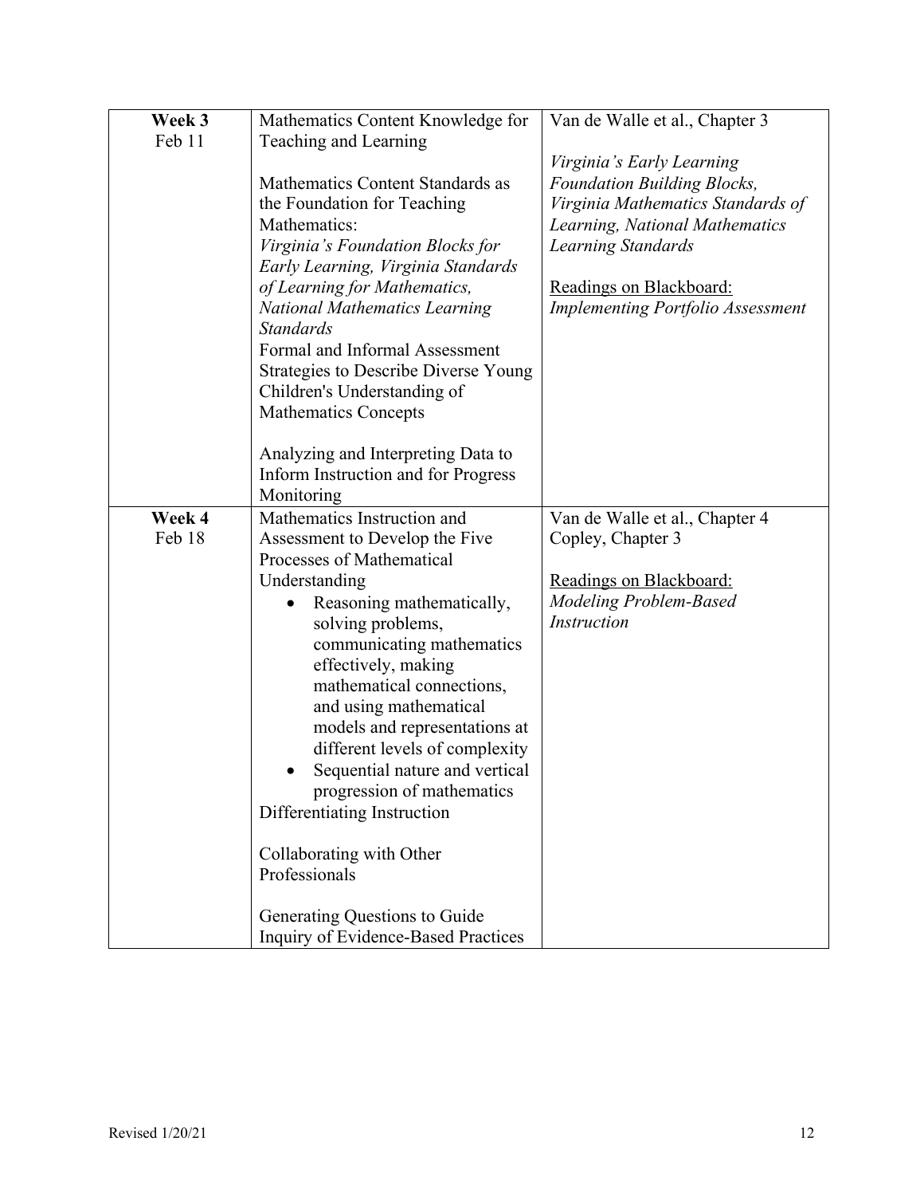| **Week 3**<br>Feb 11 | Mathematics Content Knowledge for Teaching and Learning<br><br>Mathematics Content Standards as the Foundation for Teaching Mathematics:<br>*Virginia's Foundation Blocks for Early Learning, Virginia Standards of Learning for Mathematics, National Mathematics Learning Standards*<br>Formal and Informal Assessment Strategies to Describe Diverse Young Children's Understanding of Mathematics Concepts<br><br>Analyzing and Interpreting Data to Inform Instruction and for Progress Monitoring | Van de Walle et al., Chapter 3<br><br>*Virginia's Early Learning Foundation Building Blocks, Virginia Mathematics Standards of Learning, National Mathematics Learning Standards*<br><br><u>Readings on Blackboard:</u><br>*Implementing Portfolio Assessment* |
|---|---|---|
| **Week 4**<br>Feb 18 | Mathematics Instruction and Assessment to Develop the Five Processes of Mathematical Understanding<br>• Reasoning mathematically, solving problems, communicating mathematics effectively, making mathematical connections, and using mathematical models and representations at different levels of complexity<br>• Sequential nature and vertical progression of mathematics<br>Differentiating Instruction<br><br>Collaborating with Other Professionals<br><br>Generating Questions to Guide Inquiry of Evidence-Based Practices | Van de Walle et al., Chapter 4<br>Copley, Chapter 3<br><br><u>Readings on Blackboard:</u><br>*Modeling Problem-Based Instruction* |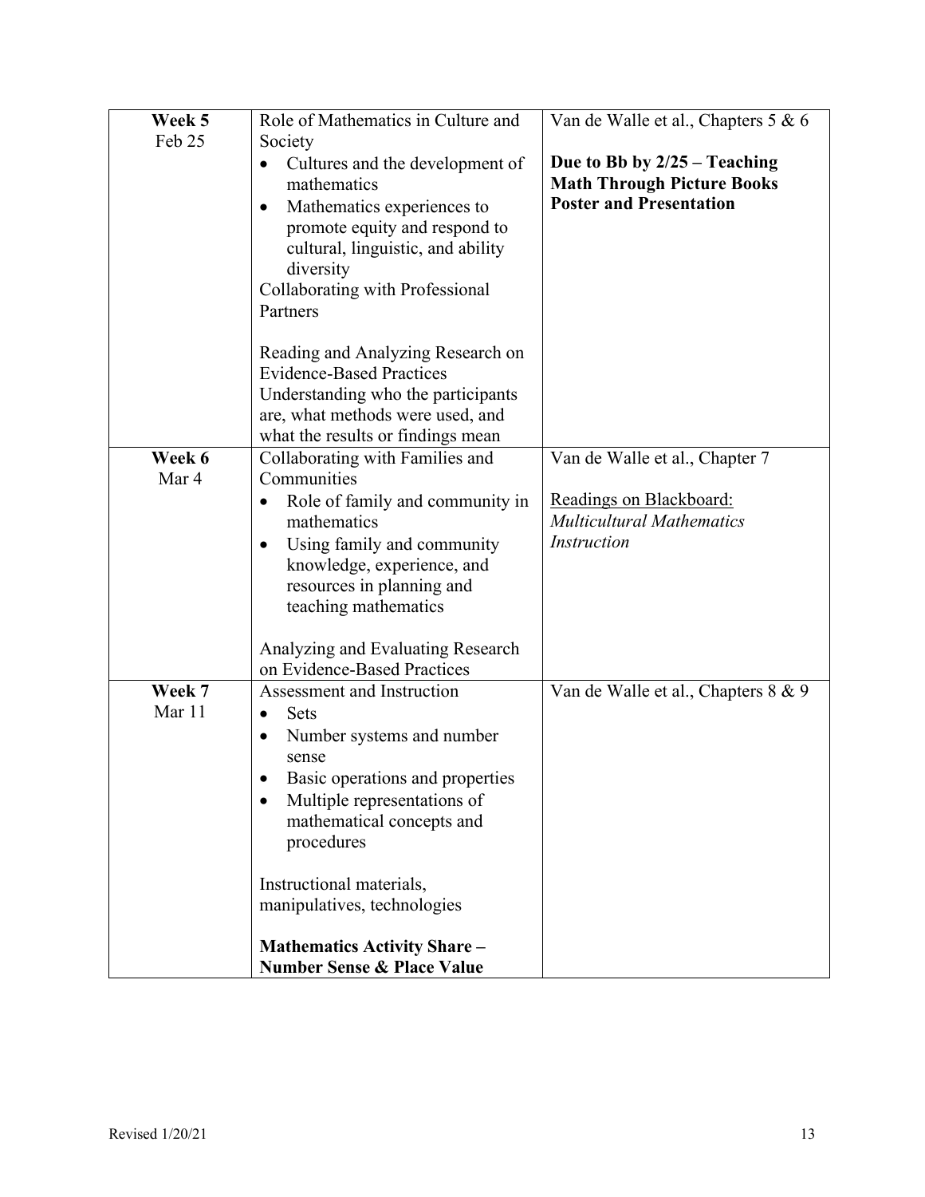| | | |
|---|---|---|
| **Week 5**<br>Feb 25 | Role of Mathematics in Culture and Society<br>• Cultures and the development of mathematics<br>• Mathematics experiences to promote equity and respond to cultural, linguistic, and ability diversity<br>Collaborating with Professional Partners<br><br>Reading and Analyzing Research on Evidence-Based Practices<br>Understanding who the participants are, what methods were used, and what the results or findings mean | Van de Walle et al., Chapters 5 & 6<br><br>**Due to Bb by 2/25 – Teaching Math Through Picture Books Poster and Presentation** |
| **Week 6**<br>Mar 4 | Collaborating with Families and Communities<br>• Role of family and community in mathematics<br>• Using family and community knowledge, experience, and resources in planning and teaching mathematics<br><br>Analyzing and Evaluating Research on Evidence-Based Practices | Van de Walle et al., Chapter 7<br><br>Readings on Blackboard:<br>*Multicultural Mathematics Instruction* |
| **Week 7**<br>Mar 11 | Assessment and Instruction<br>• Sets<br>• Number systems and number sense<br>• Basic operations and properties<br>• Multiple representations of mathematical concepts and procedures<br><br>Instructional materials, manipulatives, technologies<br><br>**Mathematics Activity Share – Number Sense & Place Value** | Van de Walle et al., Chapters 8 & 9 |

Revised 1/20/21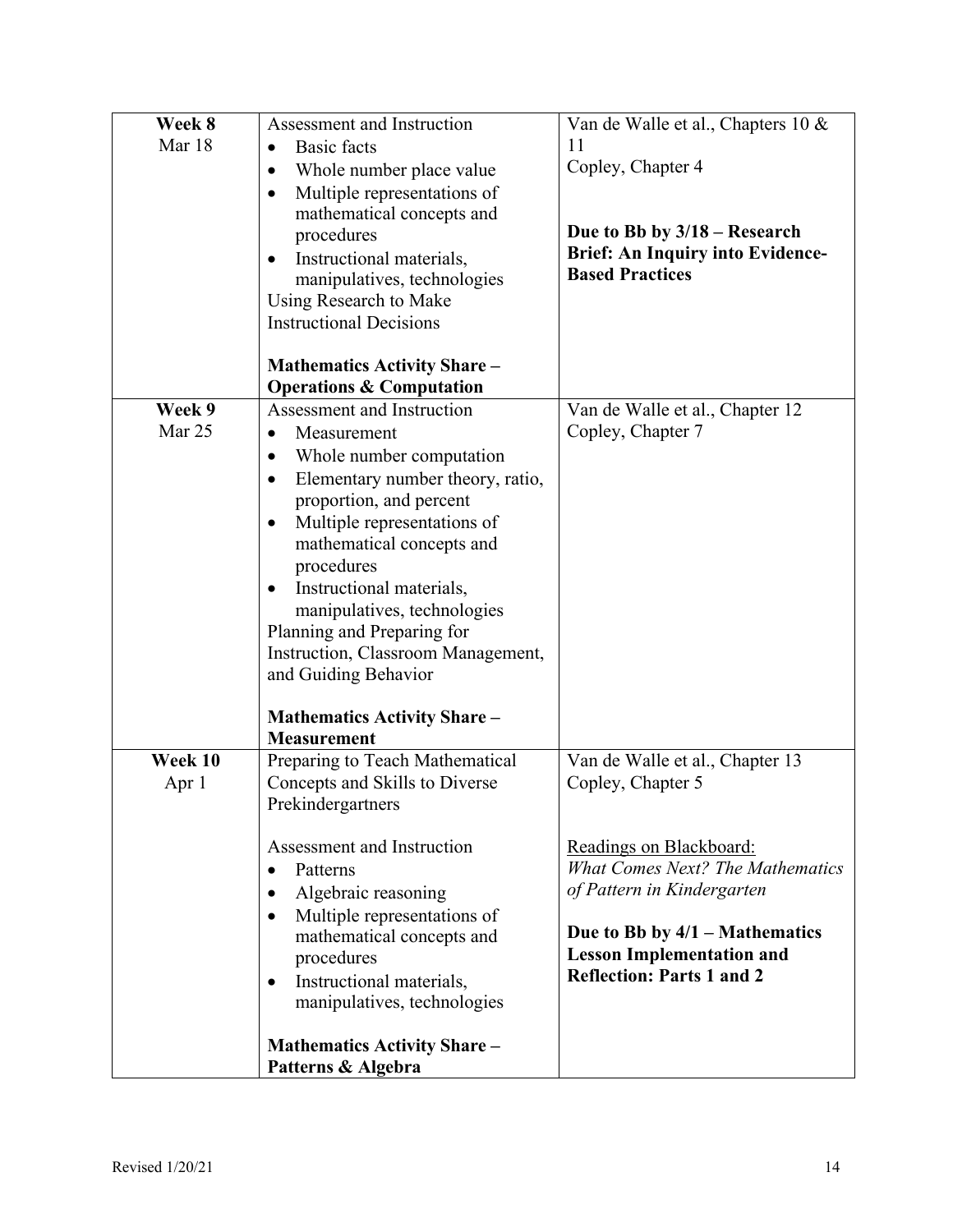| | | |
|---|---|---|
| **Week 8**<br>Mar 18 | Assessment and Instruction<br>• Basic facts<br>• Whole number place value<br>• Multiple representations of mathematical concepts and procedures<br>• Instructional materials, manipulatives, technologies<br>Using Research to Make Instructional Decisions<br><br>**Mathematics Activity Share – Operations & Computation** | Van de Walle et al., Chapters 10 & 11<br>Copley, Chapter 4<br><br>**Due to Bb by 3/18 – Research Brief: An Inquiry into Evidence-Based Practices** |
| **Week 9**<br>Mar 25 | Assessment and Instruction<br>• Measurement<br>• Whole number computation<br>• Elementary number theory, ratio, proportion, and percent<br>• Multiple representations of mathematical concepts and procedures<br>• Instructional materials, manipulatives, technologies<br>Planning and Preparing for Instruction, Classroom Management, and Guiding Behavior<br><br>**Mathematics Activity Share – Measurement** | Van de Walle et al., Chapter 12<br>Copley, Chapter 7 |
| **Week 10**<br>Apr 1 | Preparing to Teach Mathematical Concepts and Skills to Diverse Prekindergartners<br><br>Assessment and Instruction<br>• Patterns<br>• Algebraic reasoning<br>• Multiple representations of mathematical concepts and procedures<br>• Instructional materials, manipulatives, technologies<br><br>**Mathematics Activity Share – Patterns & Algebra** | Van de Walle et al., Chapter 13<br>Copley, Chapter 5<br><br>Readings on Blackboard:<br>*What Comes Next? The Mathematics of Pattern in Kindergarten*<br><br>**Due to Bb by 4/1 – Mathematics Lesson Implementation and Reflection: Parts 1 and 2** |

Revised 1/20/21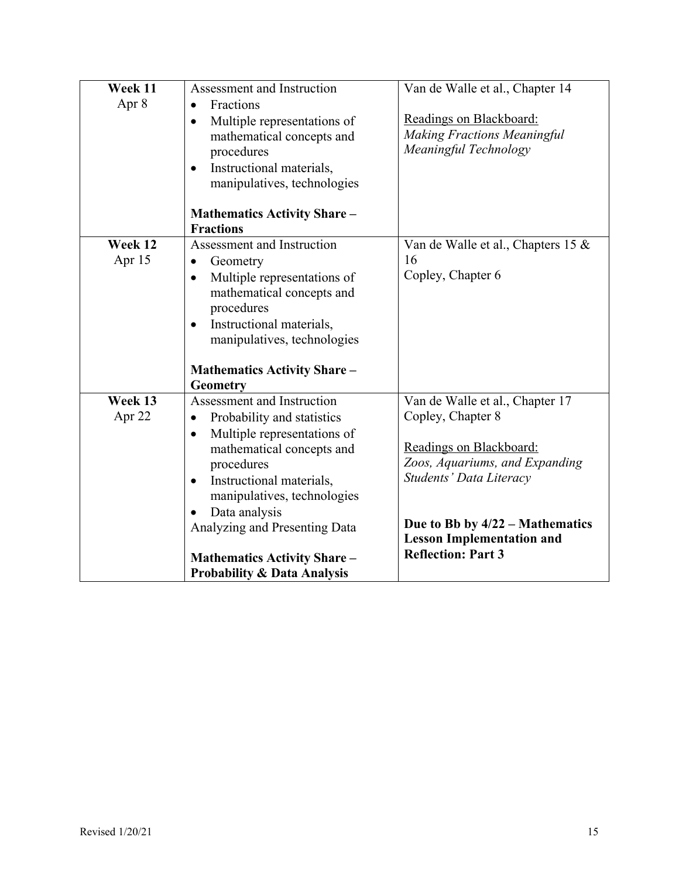| | | |
|---|---|---|
| **Week 11**<br>Apr 8 | Assessment and Instruction<br>• Fractions<br>• Multiple representations of mathematical concepts and procedures<br>• Instructional materials, manipulatives, technologies<br><br>**Mathematics Activity Share – Fractions** | Van de Walle et al., Chapter 14<br><br><u>Readings on Blackboard:</u><br>*Making Fractions Meaningful*<br>*Meaningful Technology* |
| **Week 12**<br>Apr 15 | Assessment and Instruction<br>• Geometry<br>• Multiple representations of mathematical concepts and procedures<br>• Instructional materials, manipulatives, technologies<br><br>**Mathematics Activity Share – Geometry** | Van de Walle et al., Chapters 15 & 16<br>Copley, Chapter 6 |
| **Week 13**<br>Apr 22 | Assessment and Instruction<br>• Probability and statistics<br>• Multiple representations of mathematical concepts and procedures<br>• Instructional materials, manipulatives, technologies<br>• Data analysis<br>Analyzing and Presenting Data<br><br>**Mathematics Activity Share – Probability & Data Analysis** | Van de Walle et al., Chapter 17<br>Copley, Chapter 8<br><br><u>Readings on Blackboard:</u><br>*Zoos, Aquariums, and Expanding Students' Data Literacy*<br><br>**Due to Bb by 4/22 – Mathematics Lesson Implementation and Reflection: Part 3** |

Revised 1/20/21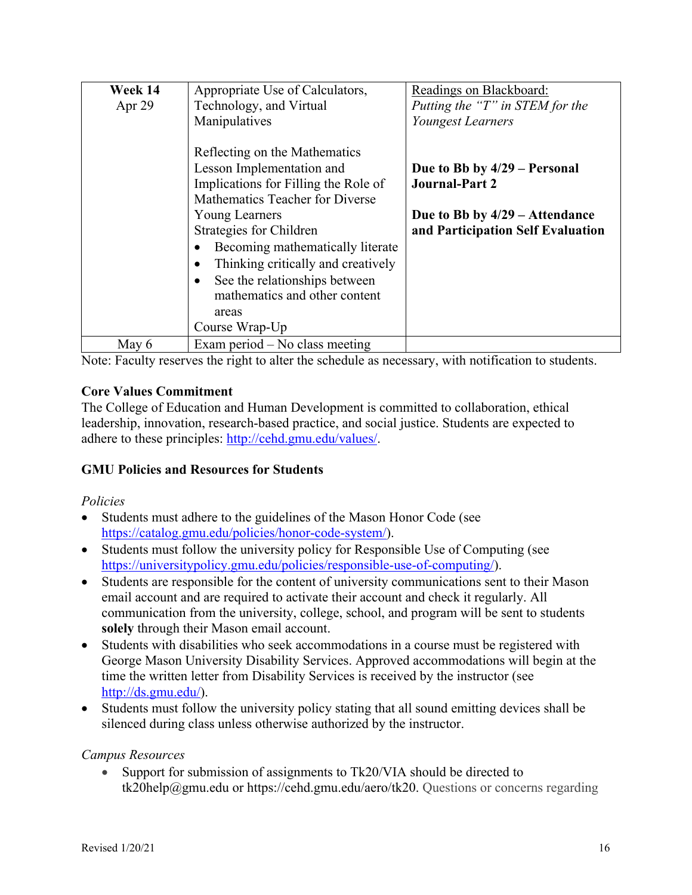| Week 14<br>Apr 29 | Appropriate Use of Calculators, Technology, and Virtual Manipulatives<br><br>Reflecting on the Mathematics Lesson Implementation and Implications for Filling the Role of Mathematics Teacher for Diverse Young Learners<br>Strategies for Children<br>• Becoming mathematically literate<br>• Thinking critically and creatively<br>• See the relationships between mathematics and other content areas<br>Course Wrap-Up | Readings on Blackboard:<br>*Putting the "T" in STEM for the Youngest Learners*<br><br>**Due to Bb by 4/29 – Personal Journal-Part 2**<br><br>**Due to Bb by 4/29 – Attendance and Participation Self Evaluation** |
|---|---|---|
| May 6 | Exam period – No class meeting | |

Note: Faculty reserves the right to alter the schedule as necessary, with notification to students.

**Core Values Commitment**

The College of Education and Human Development is committed to collaboration, ethical leadership, innovation, research-based practice, and social justice. Students are expected to adhere to these principles: http://cehd.gmu.edu/values/.

**GMU Policies and Resources for Students**

*Policies*

- Students must adhere to the guidelines of the Mason Honor Code (see https://catalog.gmu.edu/policies/honor-code-system/).
- Students must follow the university policy for Responsible Use of Computing (see https://universitypolicy.gmu.edu/policies/responsible-use-of-computing/).
- Students are responsible for the content of university communications sent to their Mason email account and are required to activate their account and check it regularly. All communication from the university, college, school, and program will be sent to students **solely** through their Mason email account.
- Students with disabilities who seek accommodations in a course must be registered with George Mason University Disability Services. Approved accommodations will begin at the time the written letter from Disability Services is received by the instructor (see http://ds.gmu.edu/).
- Students must follow the university policy stating that all sound emitting devices shall be silenced during class unless otherwise authorized by the instructor.

*Campus Resources*

- Support for submission of assignments to Tk20/VIA should be directed to tk20help@gmu.edu or https://cehd.gmu.edu/aero/tk20. Questions or concerns regarding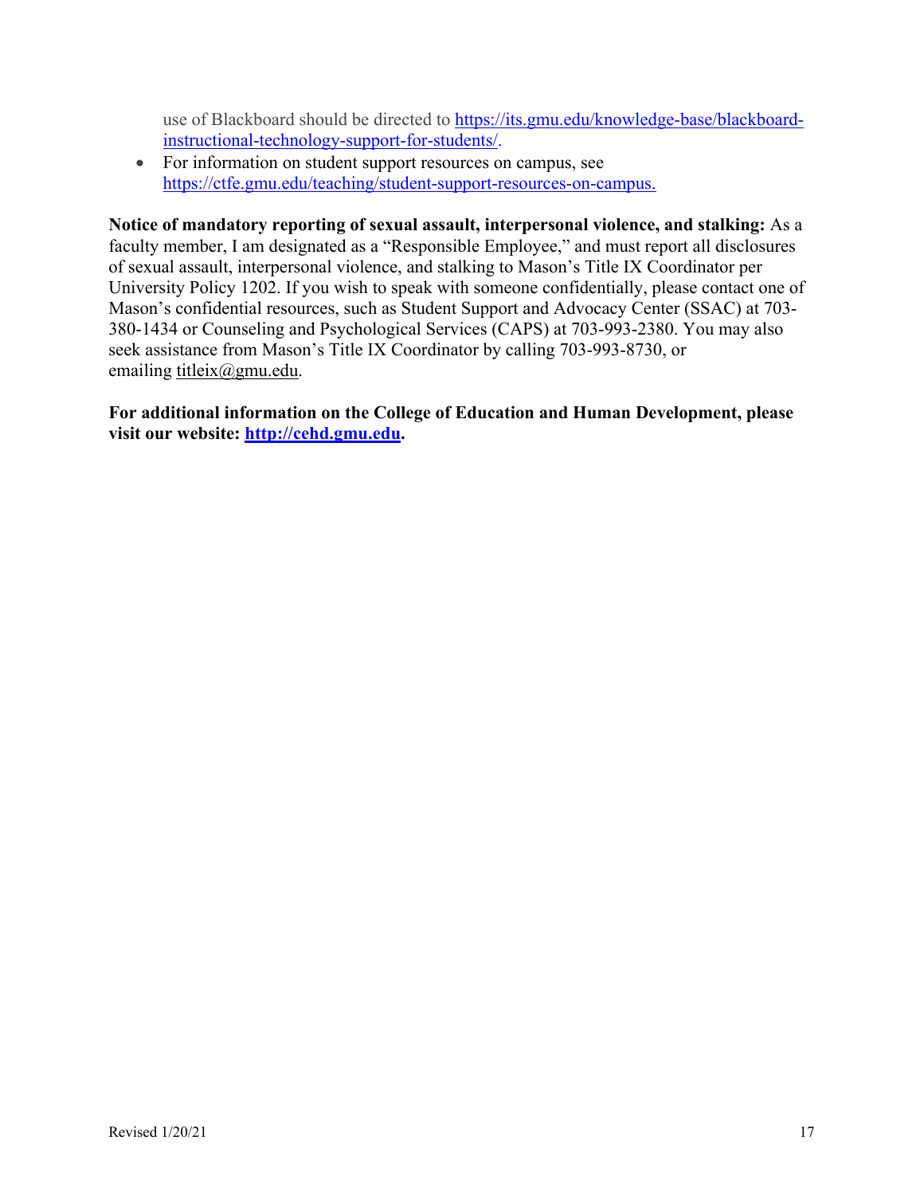use of Blackboard should be directed to [https://its.gmu.edu/knowledge-base/blackboard-instructional-technology-support-for-students/](https://its.gmu.edu/knowledge-base/blackboard-instructional-technology-support-for-students/).

- For information on student support resources on campus, see [https://ctfe.gmu.edu/teaching/student-support-resources-on-campus.](https://ctfe.gmu.edu/teaching/student-support-resources-on-campus)

**Notice of mandatory reporting of sexual assault, interpersonal violence, and stalking:** As a faculty member, I am designated as a "Responsible Employee," and must report all disclosures of sexual assault, interpersonal violence, and stalking to Mason's Title IX Coordinator per University Policy 1202. If you wish to speak with someone confidentially, please contact one of Mason's confidential resources, such as Student Support and Advocacy Center (SSAC) at 703-380-1434 or Counseling and Psychological Services (CAPS) at 703-993-2380. You may also seek assistance from Mason's Title IX Coordinator by calling 703-993-8730, or emailing titleix@gmu.edu.

**For additional information on the College of Education and Human Development, please visit our website: [http://cehd.gmu.edu](http://cehd.gmu.edu).**

Revised 1/20/21